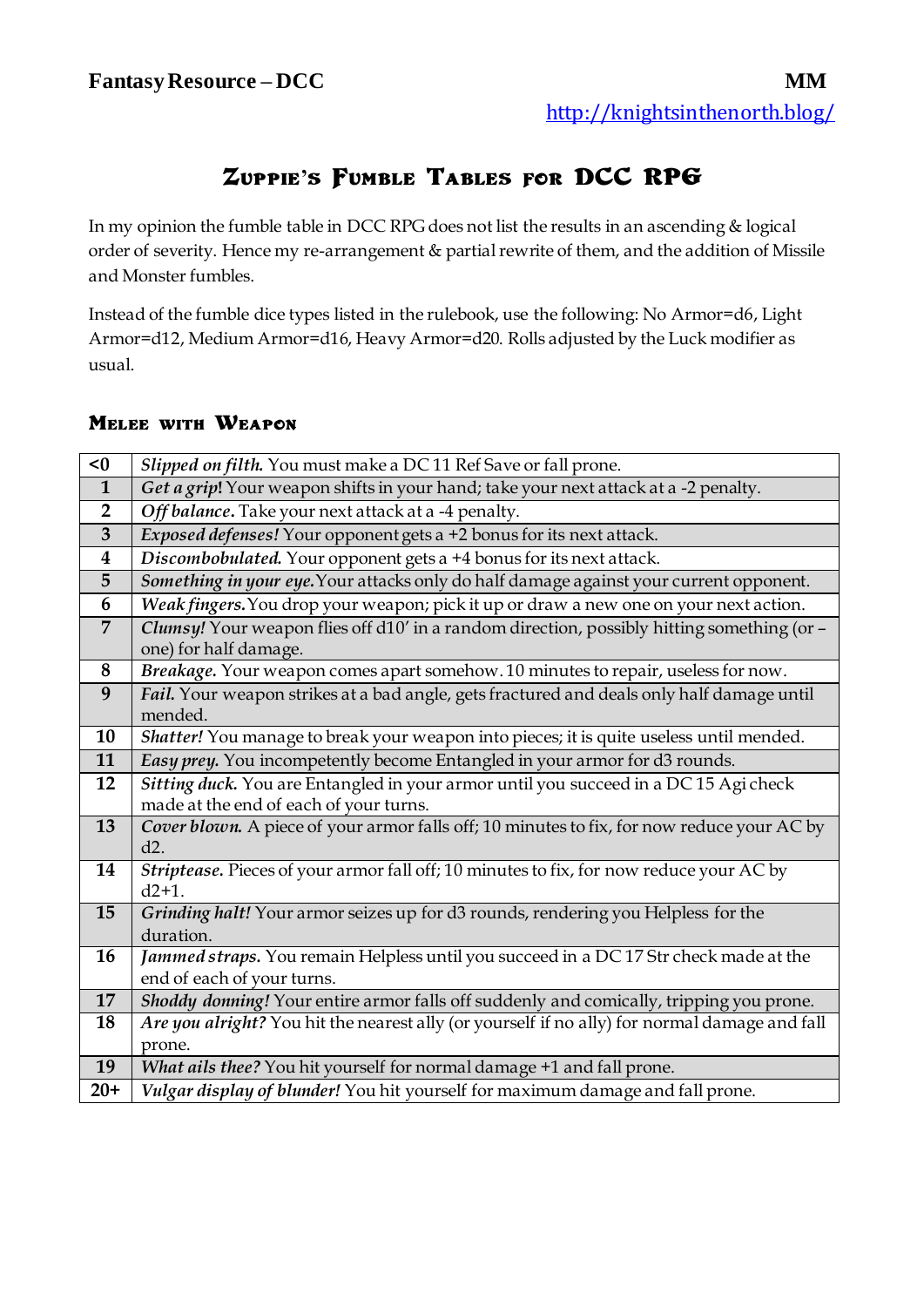**Fantasy Resource – DCC** **MM**

http://knightsinthenorth.blog/

# Zuppie's Fumble Tables for DCC RPG

In my opinion the fumble table in DCC RPG does not list the results in an ascending & logical order of severity. Hence my re-arrangement & partial rewrite of them, and the addition of Missile and Monster fumbles.

Instead of the fumble dice types listed in the rulebook, use the following: No Armor=d6, Light Armor=d12, Medium Armor=d16, Heavy Armor=d20. Rolls adjusted by the Luck modifier as usual.

## Melee with Weapon

| Roll | Result |
|---|---|
| **<0** | ***Slipped on filth.*** You must make a DC 11 Ref Save or fall prone. |
| **1** | ***Get a grip!*** Your weapon shifts in your hand; take your next attack at a -2 penalty. |
| **2** | ***Off balance.*** Take your next attack at a -4 penalty. |
| **3** | ***Exposed defenses!*** Your opponent gets a +2 bonus for its next attack. |
| **4** | ***Discombobulated.*** Your opponent gets a +4 bonus for its next attack. |
| **5** | ***Something in your eye.*** Your attacks only do half damage against your current opponent. |
| **6** | ***Weak fingers.*** You drop your weapon; pick it up or draw a new one on your next action. |
| **7** | ***Clumsy!*** Your weapon flies off d10' in a random direction, possibly hitting something (or – one) for half damage. |
| **8** | ***Breakage.*** Your weapon comes apart somehow. 10 minutes to repair, useless for now. |
| **9** | ***Fail.*** Your weapon strikes at a bad angle, gets fractured and deals only half damage until mended. |
| **10** | ***Shatter!*** You manage to break your weapon into pieces; it is quite useless until mended. |
| **11** | ***Easy prey.*** You incompetently become Entangled in your armor for d3 rounds. |
| **12** | ***Sitting duck.*** You are Entangled in your armor until you succeed in a DC 15 Agi check made at the end of each of your turns. |
| **13** | ***Cover blown.*** A piece of your armor falls off; 10 minutes to fix, for now reduce your AC by d2. |
| **14** | ***Striptease.*** Pieces of your armor fall off; 10 minutes to fix, for now reduce your AC by d2+1. |
| **15** | ***Grinding halt!*** Your armor seizes up for d3 rounds, rendering you Helpless for the duration. |
| **16** | ***Jammed straps.*** You remain Helpless until you succeed in a DC 17 Str check made at the end of each of your turns. |
| **17** | ***Shoddy donning!*** Your entire armor falls off suddenly and comically, tripping you prone. |
| **18** | ***Are you alright?*** You hit the nearest ally (or yourself if no ally) for normal damage and fall prone. |
| **19** | ***What ails thee?*** You hit yourself for normal damage +1 and fall prone. |
| **20+** | ***Vulgar display of blunder!*** You hit yourself for maximum damage and fall prone. |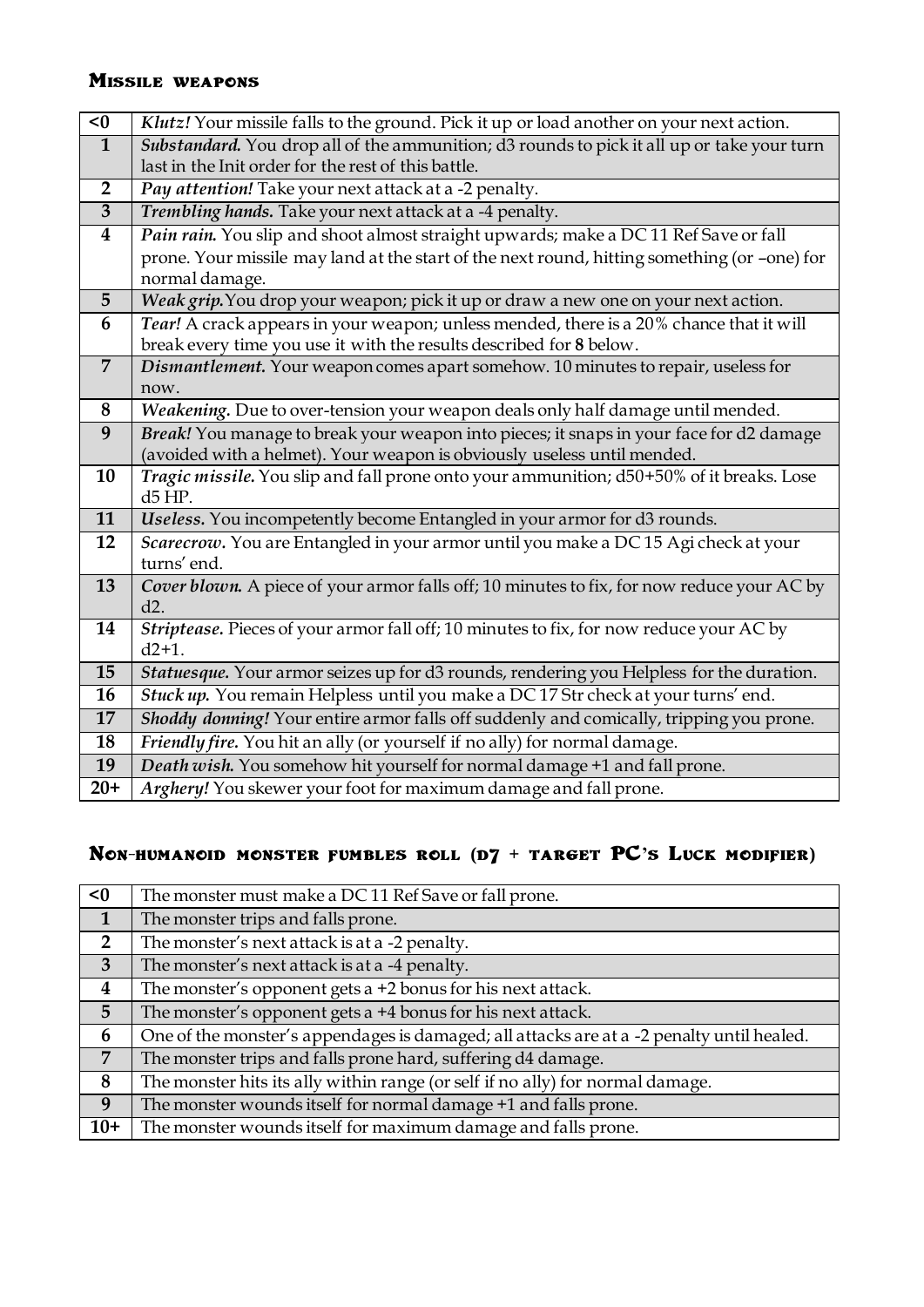### Missile weapons

| | |
|---|---|
| <0 | *Klutz!* Your missile falls to the ground. Pick it up or load another on your next action. |
| 1 | *Substandard.* You drop all of the ammunition; d3 rounds to pick it all up or take your turn last in the Init order for the rest of this battle. |
| 2 | *Pay attention!* Take your next attack at a -2 penalty. |
| 3 | *Trembling hands.* Take your next attack at a -4 penalty. |
| 4 | *Pain rain.* You slip and shoot almost straight upwards; make a DC 11 Ref Save or fall prone. Your missile may land at the start of the next round, hitting something (or –one) for normal damage. |
| 5 | *Weak grip.* You drop your weapon; pick it up or draw a new one on your next action. |
| 6 | *Tear!* A crack appears in your weapon; unless mended, there is a 20% chance that it will break every time you use it with the results described for **8** below. |
| 7 | *Dismantlement.* Your weapon comes apart somehow. 10 minutes to repair, useless for now. |
| 8 | *Weakening.* Due to over-tension your weapon deals only half damage until mended. |
| 9 | *Break!* You manage to break your weapon into pieces; it snaps in your face for d2 damage (avoided with a helmet). Your weapon is obviously useless until mended. |
| 10 | *Tragic missile.* You slip and fall prone onto your ammunition; d50+50% of it breaks. Lose d5 HP. |
| 11 | *Useless.* You incompetently become Entangled in your armor for d3 rounds. |
| 12 | *Scarecrow.* You are Entangled in your armor until you make a DC 15 Agi check at your turns' end. |
| 13 | *Cover blown.* A piece of your armor falls off; 10 minutes to fix, for now reduce your AC by d2. |
| 14 | *Striptease.* Pieces of your armor fall off; 10 minutes to fix, for now reduce your AC by d2+1. |
| 15 | *Statuesque.* Your armor seizes up for d3 rounds, rendering you Helpless for the duration. |
| 16 | *Stuck up.* You remain Helpless until you make a DC 17 Str check at your turns' end. |
| 17 | *Shoddy donning!* Your entire armor falls off suddenly and comically, tripping you prone. |
| 18 | *Friendly fire.* You hit an ally (or yourself if no ally) for normal damage. |
| 19 | *Death wish.* You somehow hit yourself for normal damage +1 and fall prone. |
| 20+ | *Arghery!* You skewer your foot for maximum damage and fall prone. |

### Non-humanoid monster fumbles roll (d7 + target PC's Luck modifier)

| | |
|---|---|
| <0 | The monster must make a DC 11 Ref Save or fall prone. |
| 1 | The monster trips and falls prone. |
| 2 | The monster's next attack is at a -2 penalty. |
| 3 | The monster's next attack is at a -4 penalty. |
| 4 | The monster's opponent gets a +2 bonus for his next attack. |
| 5 | The monster's opponent gets a +4 bonus for his next attack. |
| 6 | One of the monster's appendages is damaged; all attacks are at a -2 penalty until healed. |
| 7 | The monster trips and falls prone hard, suffering d4 damage. |
| 8 | The monster hits its ally within range (or self if no ally) for normal damage. |
| 9 | The monster wounds itself for normal damage +1 and falls prone. |
| 10+ | The monster wounds itself for maximum damage and falls prone. |